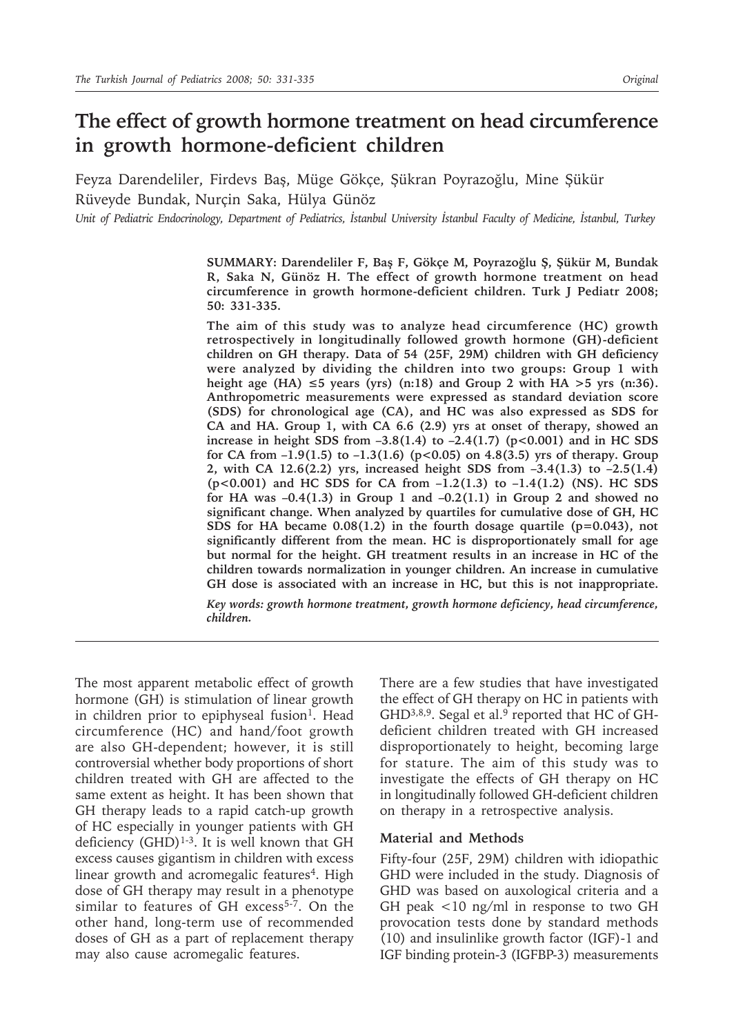# The effect of growth hormone treatment on head circumference in growth hormone-deficient children

Feyza Darendeliler, Firdevs Baş, Müge Gökçe, Şükran Poyrazoğlu, Mine Şükür Rüveyde Bundak, Nurçin Saka, Hülya Günöz

*Unit of Pediatric Endocrinology, Department of Pediatrics, İstanbul University İstanbul Faculty of Medicine, İstanbul, Turkey*

**SUMMARY: Darendeliler F, Baş F, Gökçe M, Poyrazoğlu Ş, Şükür M, Bundak R, Saka N, Günöz H. The effect of growth hormone treatment on head circumference in growth hormone-deficient children. Turk J Pediatr 2008; 50: 331-335.**

**The aim of this study was to analyze head circumference (HC) growth retrospectively in longitudinally followed growth hormone (GH)-deficient children on GH therapy. Data of 54 (25F, 29M) children with GH deficiency were analyzed by dividing the children into two groups: Group 1 with height age (HA) ≤5 years (yrs) (n:18) and Group 2 with HA >5 yrs (n:36). Anthropometric measurements were expressed as standard deviation score (SDS) for chronological age (CA), and HC was also expressed as SDS for CA and HA. Group 1, with CA 6.6 (2.9) yrs at onset of therapy, showed an increase in height SDS from –3.8(1.4) to –2.4(1.7) ($p<0.001$) and in HC SDS for CA from –1.9(1.5) to –1.3(1.6) ($p<0.05$) on 4.8(3.5) yrs of therapy. Group 2, with CA 12.6(2.2) yrs, increased height SDS from –3.4(1.3) to –2.5(1.4) ($p<0.001$) and HC SDS for CA from –1.2(1.3) to –1.4(1.2) (NS). HC SDS for HA was –0.4(1.3) in Group 1 and –0.2(1.1) in Group 2 and showed no significant change. When analyzed by quartiles for cumulative dose of GH, HC SDS for HA became 0.08(1.2) in the fourth dosage quartile ($p=0.043$), not significantly different from the mean. HC is disproportionately small for age but normal for the height. GH treatment results in an increase in HC of the children towards normalization in younger children. An increase in cumulative GH dose is associated with an increase in HC, but this is not inappropriate.**

***Key words: growth hormone treatment, growth hormone deficiency, head circumference, children.***

---

The most apparent metabolic effect of growth hormone (GH) is stimulation of linear growth in children prior to epiphyseal fusion[1]. Head circumference (HC) and hand/foot growth are also GH-dependent; however, it is still controversial whether body proportions of short children treated with GH are affected to the same extent as height. It has been shown that GH therapy leads to a rapid catch-up growth of HC especially in younger patients with GH deficiency (GHD)[1-3]. It is well known that GH excess causes gigantism in children with excess linear growth and acromegalic features[4]. High dose of GH therapy may result in a phenotype similar to features of GH excess[5-7]. On the other hand, long-term use of recommended doses of GH as a part of replacement therapy may also cause acromegalic features.

There are a few studies that have investigated the effect of GH therapy on HC in patients with GHD[3,8,9]. Segal et al.[9] reported that HC of GH-deficient children treated with GH increased disproportionately to height, becoming large for stature. The aim of this study was to investigate the effects of GH therapy on HC in longitudinally followed GH-deficient children on therapy in a retrospective analysis.

## Material and Methods

Fifty-four (25F, 29M) children with idiopathic GHD were included in the study. Diagnosis of GHD was based on auxological criteria and a GH peak <10 ng/ml in response to two GH provocation tests done by standard methods (10) and insulinlike growth factor (IGF)-1 and IGF binding protein-3 (IGFBP-3) measurements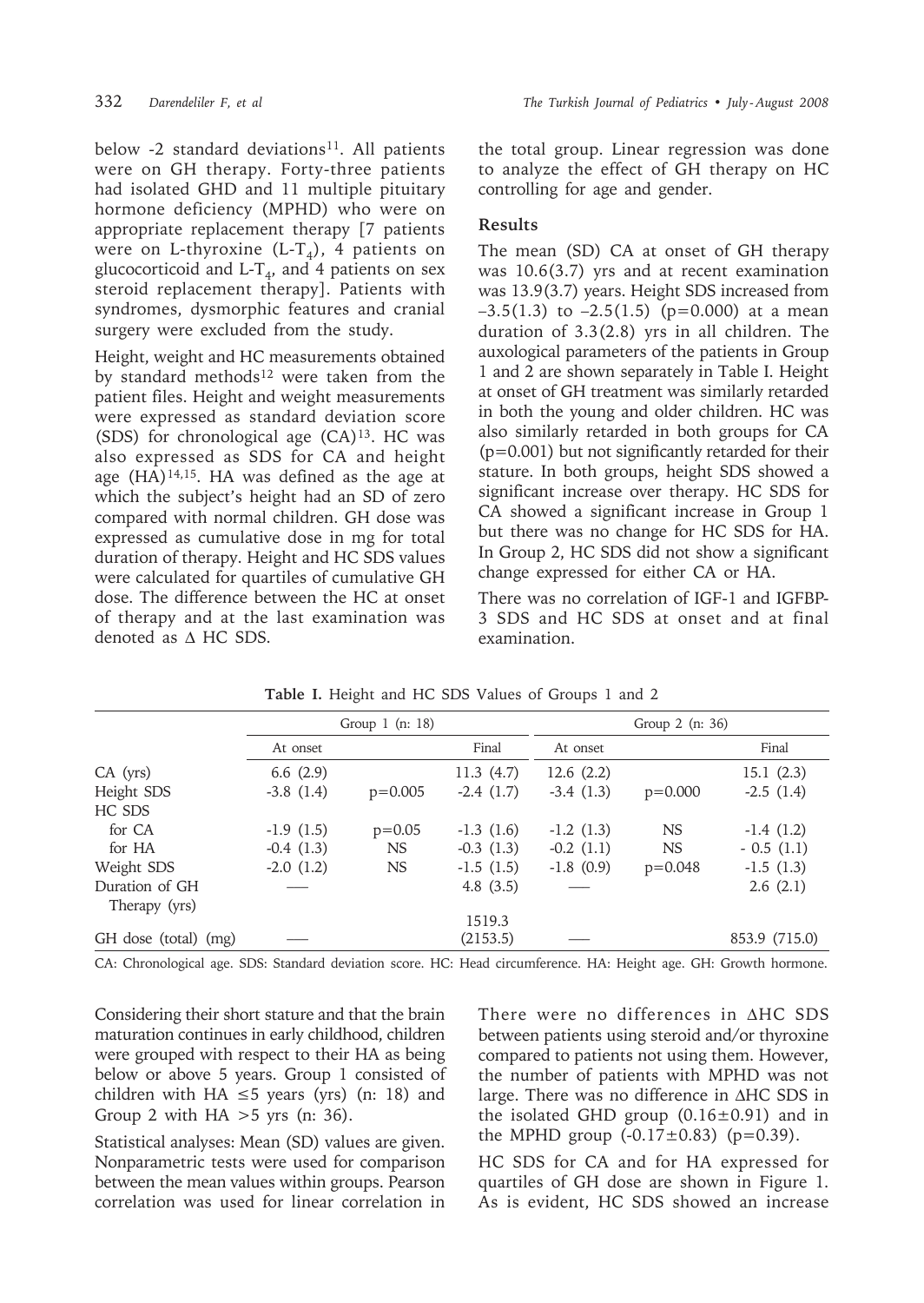below -2 standard deviations[11]. All patients were on GH therapy. Forty-three patients had isolated GHD and 11 multiple pituitary hormone deficiency (MPHD) who were on appropriate replacement therapy [7 patients were on L-thyroxine (L-$T_4$), 4 patients on glucocorticoid and L-$T_4$, and 4 patients on sex steroid replacement therapy]. Patients with syndromes, dysmorphic features and cranial surgery were excluded from the study.

Height, weight and HC measurements obtained by standard methods[12] were taken from the patient files. Height and weight measurements were expressed as standard deviation score (SDS) for chronological age (CA)[13]. HC was also expressed as SDS for CA and height age (HA)[14,15]. HA was defined as the age at which the subject's height had an SD of zero compared with normal children. GH dose was expressed as cumulative dose in mg for total duration of therapy. Height and HC SDS values were calculated for quartiles of cumulative GH dose. The difference between the HC at onset of therapy and at the last examination was denoted as Δ HC SDS.

Considering their short stature and that the brain maturation continues in early childhood, children were grouped with respect to their HA as being below or above 5 years. Group 1 consisted of children with HA ≤5 years (yrs) (n: 18) and Group 2 with HA >5 yrs (n: 36).

Statistical analyses: Mean (SD) values are given. Nonparametric tests were used for comparison between the mean values within groups. Pearson correlation was used for linear correlation in the total group. Linear regression was done to analyze the effect of GH therapy on HC controlling for age and gender.

## Results

The mean (SD) CA at onset of GH therapy was 10.6(3.7) yrs and at recent examination was 13.9(3.7) years. Height SDS increased from –3.5(1.3) to –2.5(1.5) (p=0.000) at a mean duration of 3.3(2.8) yrs in all children. The auxological parameters of the patients in Group 1 and 2 are shown separately in Table I. Height at onset of GH treatment was similarly retarded in both the young and older children. HC was also similarly retarded in both groups for CA (p=0.001) but not significantly retarded for their stature. In both groups, height SDS showed a significant increase over therapy. HC SDS for CA showed a significant increase in Group 1 but there was no change for HC SDS for HA. In Group 2, HC SDS did not show a significant change expressed for either CA or HA.

There was no correlation of IGF-1 and IGFBP-3 SDS and HC SDS at onset and at final examination.

**Table I.** Height and HC SDS Values of Groups 1 and 2

| | Group 1 (n: 18) | | | Group 2 (n: 36) | | |
|---|---|---|---|---|---|---|
| | At onset | | Final | At onset | | Final |
| CA (yrs) | 6.6 (2.9) | | 11.3 (4.7) | 12.6 (2.2) | | 15.1 (2.3) |
| Height SDS | -3.8 (1.4) | p=0.005 | -2.4 (1.7) | -3.4 (1.3) | p=0.000 | -2.5 (1.4) |
| HC SDS | | | | | | |
| for CA | -1.9 (1.5) | p=0.05 | -1.3 (1.6) | -1.2 (1.3) | NS | -1.4 (1.2) |
| for HA | -0.4 (1.3) | NS | -0.3 (1.3) | -0.2 (1.1) | NS | - 0.5 (1.1) |
| Weight SDS | -2.0 (1.2) | NS | -1.5 (1.5) | -1.8 (0.9) | p=0.048 | -1.5 (1.3) |
| Duration of GH Therapy (yrs) | — | | 4.8 (3.5) | — | | 2.6 (2.1) |
| GH dose (total) (mg) | — | | 1519.3 (2153.5) | — | | 853.9 (715.0) |

CA: Chronological age. SDS: Standard deviation score. HC: Head circumference. HA: Height age. GH: Growth hormone.

There were no differences in ΔHC SDS between patients using steroid and/or thyroxine compared to patients not using them. However, the number of patients with MPHD was not large. There was no difference in ΔHC SDS in the isolated GHD group (0.16±0.91) and in the MPHD group (-0.17±0.83) (p=0.39).

HC SDS for CA and for HA expressed for quartiles of GH dose are shown in Figure 1. As is evident, HC SDS showed an increase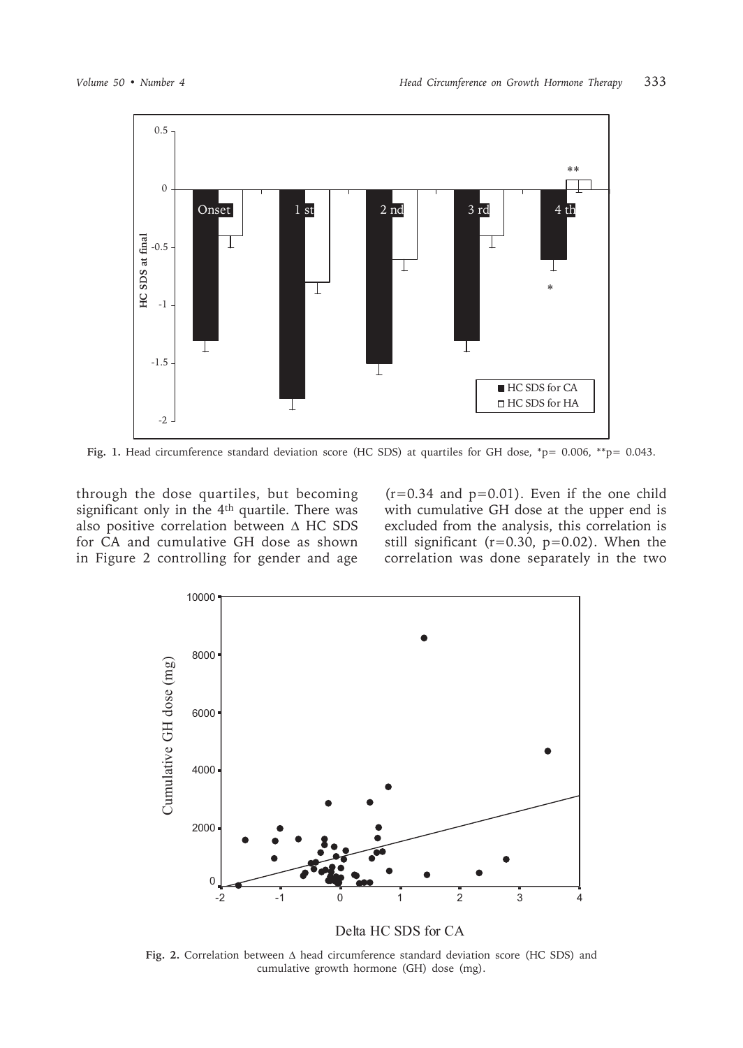Fig. 1. Head circumference standard deviation score (HC SDS) at quartiles for GH dose, *p= 0.006, **p= 0.043.

through the dose quartiles, but becoming significant only in the 4th quartile. There was also positive correlation between Δ HC SDS for CA and cumulative GH dose as shown in Figure 2 controlling for gender and age ($r=0.34$ and $p=0.01$). Even if the one child with cumulative GH dose at the upper end is excluded from the analysis, this correlation is still significant ($r=0.30$, $p=0.02$). When the correlation was done separately in the two

Fig. 2. Correlation between Δ head circumference standard deviation score (HC SDS) and cumulative growth hormone (GH) dose (mg).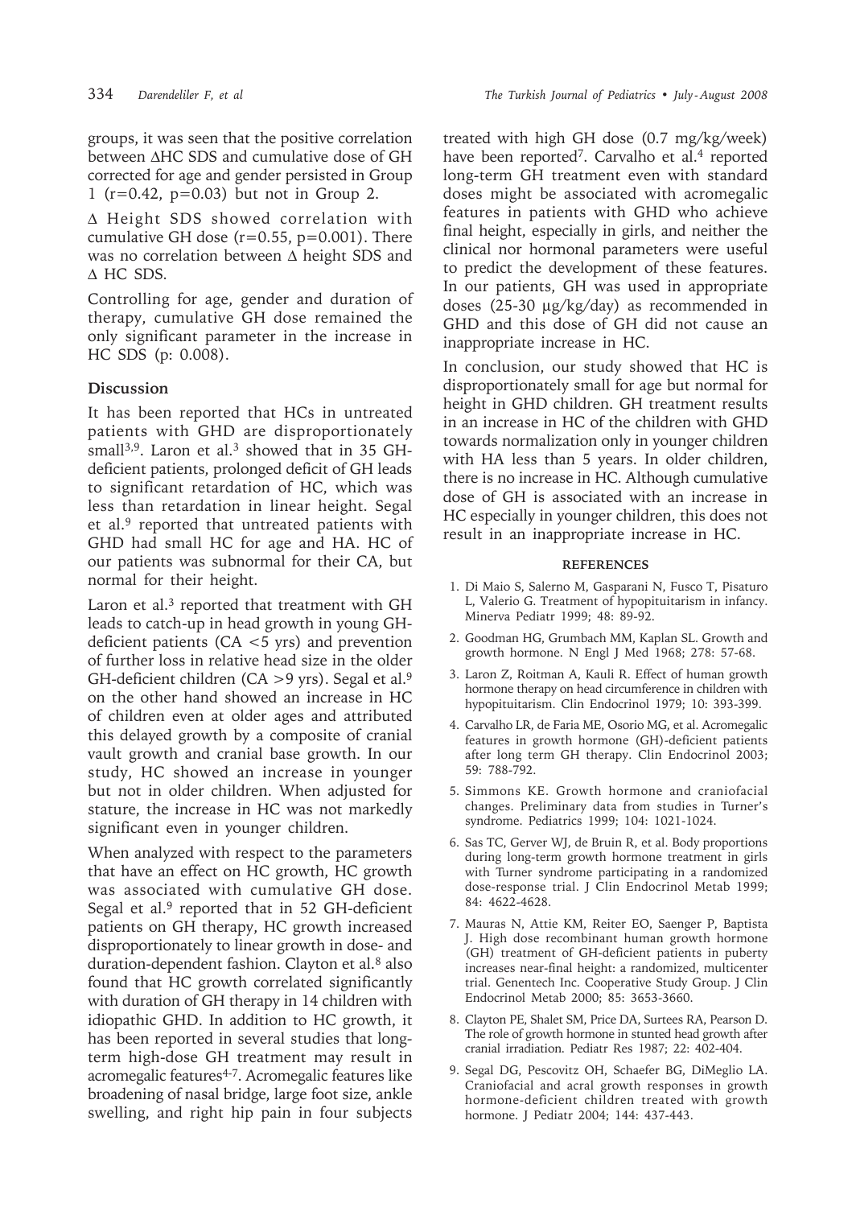groups, it was seen that the positive correlation between ΔHC SDS and cumulative dose of GH corrected for age and gender persisted in Group 1 ($r=0.42$, $p=0.03$) but not in Group 2.

Δ Height SDS showed correlation with cumulative GH dose ($r=0.55$, $p=0.001$). There was no correlation between Δ height SDS and Δ HC SDS.

Controlling for age, gender and duration of therapy, cumulative GH dose remained the only significant parameter in the increase in HC SDS (p: 0.008).

## Discussion

It has been reported that HCs in untreated patients with GHD are disproportionately small[3,9]. Laron et al.[3] showed that in 35 GH-deficient patients, prolonged deficit of GH leads to significant retardation of HC, which was less than retardation in linear height. Segal et al.[9] reported that untreated patients with GHD had small HC for age and HA. HC of our patients was subnormal for their CA, but normal for their height.

Laron et al.[3] reported that treatment with GH leads to catch-up in head growth in young GH-deficient patients (CA <5 yrs) and prevention of further loss in relative head size in the older GH-deficient children (CA >9 yrs). Segal et al.[9] on the other hand showed an increase in HC of children even at older ages and attributed this delayed growth by a composite of cranial vault growth and cranial base growth. In our study, HC showed an increase in younger but not in older children. When adjusted for stature, the increase in HC was not markedly significant even in younger children.

When analyzed with respect to the parameters that have an effect on HC growth, HC growth was associated with cumulative GH dose. Segal et al.[9] reported that in 52 GH-deficient patients on GH therapy, HC growth increased disproportionately to linear growth in dose- and duration-dependent fashion. Clayton et al.[8] also found that HC growth correlated significantly with duration of GH therapy in 14 children with idiopathic GHD. In addition to HC growth, it has been reported in several studies that long-term high-dose GH treatment may result in acromegalic features[4-7]. Acromegalic features like broadening of nasal bridge, large foot size, ankle swelling, and right hip pain in four subjects treated with high GH dose (0.7 mg/kg/week) have been reported[7]. Carvalho et al.[4] reported long-term GH treatment even with standard doses might be associated with acromegalic features in patients with GHD who achieve final height, especially in girls, and neither the clinical nor hormonal parameters were useful to predict the development of these features. In our patients, GH was used in appropriate doses (25-30 µg/kg/day) as recommended in GHD and this dose of GH did not cause an inappropriate increase in HC.

In conclusion, our study showed that HC is disproportionately small for age but normal for height in GHD children. GH treatment results in an increase in HC of the children with GHD towards normalization only in younger children with HA less than 5 years. In older children, there is no increase in HC. Although cumulative dose of GH is associated with an increase in HC especially in younger children, this does not result in an inappropriate increase in HC.

## REFERENCES

1. Di Maio S, Salerno M, Gasparani N, Fusco T, Pisaturo L, Valerio G. Treatment of hypopituitarism in infancy. Minerva Pediatr 1999; 48: 89-92.
2. Goodman HG, Grumbach MM, Kaplan SL. Growth and growth hormone. N Engl J Med 1968; 278: 57-68.
3. Laron Z, Roitman A, Kauli R. Effect of human growth hormone therapy on head circumference in children with hypopituitarism. Clin Endocrinol 1979; 10: 393-399.
4. Carvalho LR, de Faria ME, Osorio MG, et al. Acromegalic features in growth hormone (GH)-deficient patients after long term GH therapy. Clin Endocrinol 2003; 59: 788-792.
5. Simmons KE. Growth hormone and craniofacial changes. Preliminary data from studies in Turner's syndrome. Pediatrics 1999; 104: 1021-1024.
6. Sas TC, Gerver WJ, de Bruin R, et al. Body proportions during long-term growth hormone treatment in girls with Turner syndrome participating in a randomized dose-response trial. J Clin Endocrinol Metab 1999; 84: 4622-4628.
7. Mauras N, Attie KM, Reiter EO, Saenger P, Baptista J. High dose recombinant human growth hormone (GH) treatment of GH-deficient patients in puberty increases near-final height: a randomized, multicenter trial. Genentech Inc. Cooperative Study Group. J Clin Endocrinol Metab 2000; 85: 3653-3660.
8. Clayton PE, Shalet SM, Price DA, Surtees RA, Pearson D. The role of growth hormone in stunted head growth after cranial irradiation. Pediatr Res 1987; 22: 402-404.
9. Segal DG, Pescovitz OH, Schaefer BG, DiMeglio LA. Craniofacial and acral growth responses in growth hormone-deficient children treated with growth hormone. J Pediatr 2004; 144: 437-443.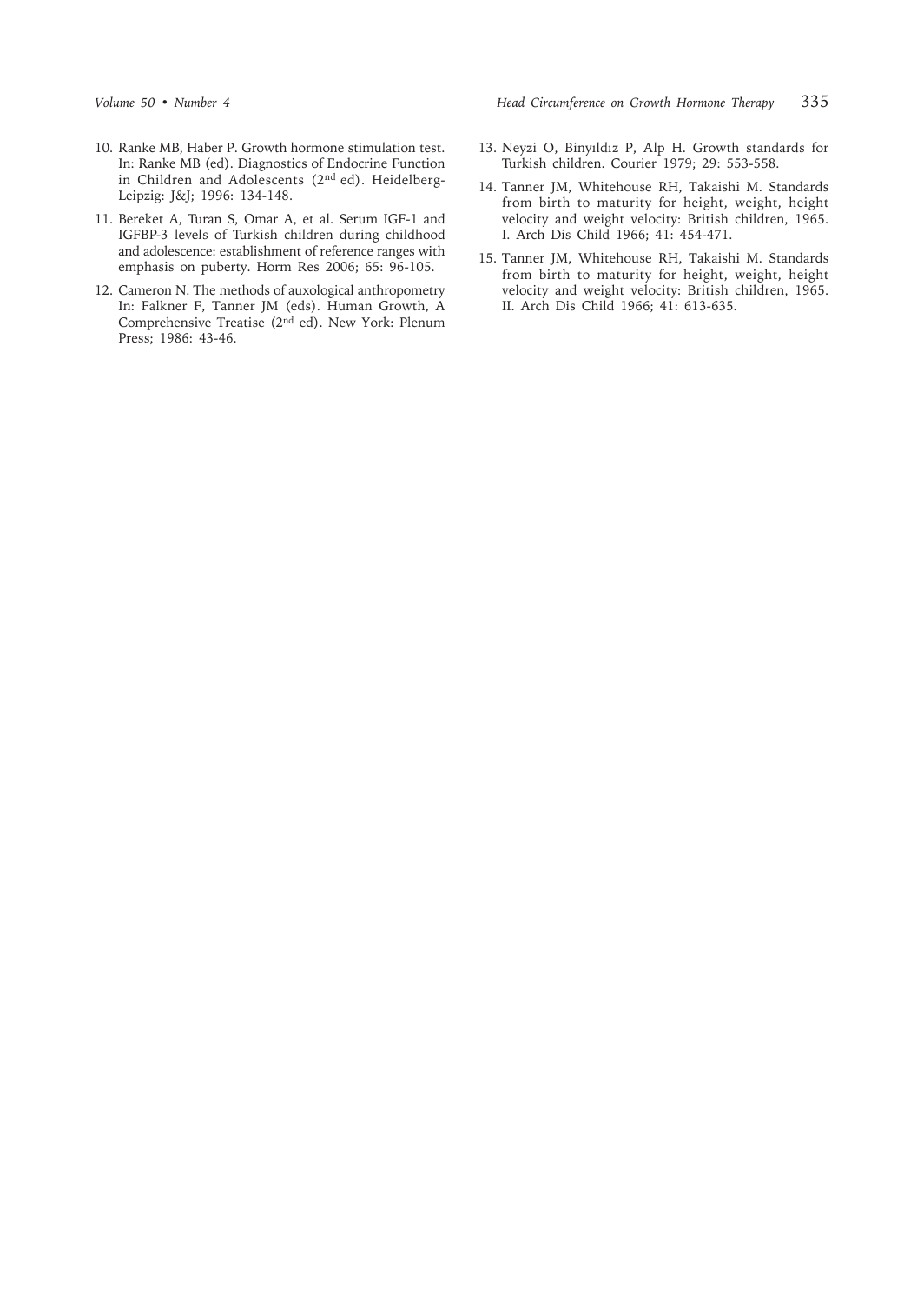10. Ranke MB, Haber P. Growth hormone stimulation test. In: Ranke MB (ed). Diagnostics of Endocrine Function in Children and Adolescents (2nd ed). Heidelberg-Leipzig: J&J; 1996: 134-148.
11. Bereket A, Turan S, Omar A, et al. Serum IGF-1 and IGFBP-3 levels of Turkish children during childhood and adolescence: establishment of reference ranges with emphasis on puberty. Horm Res 2006; 65: 96-105.
12. Cameron N. The methods of auxological anthropometry In: Falkner F, Tanner JM (eds). Human Growth, A Comprehensive Treatise (2nd ed). New York: Plenum Press; 1986: 43-46.
13. Neyzi O, Binyıldız P, Alp H. Growth standards for Turkish children. Courier 1979; 29: 553-558.
14. Tanner JM, Whitehouse RH, Takaishi M. Standards from birth to maturity for height, weight, height velocity and weight velocity: British children, 1965. I. Arch Dis Child 1966; 41: 454-471.
15. Tanner JM, Whitehouse RH, Takaishi M. Standards from birth to maturity for height, weight, height velocity and weight velocity: British children, 1965. II. Arch Dis Child 1966; 41: 613-635.